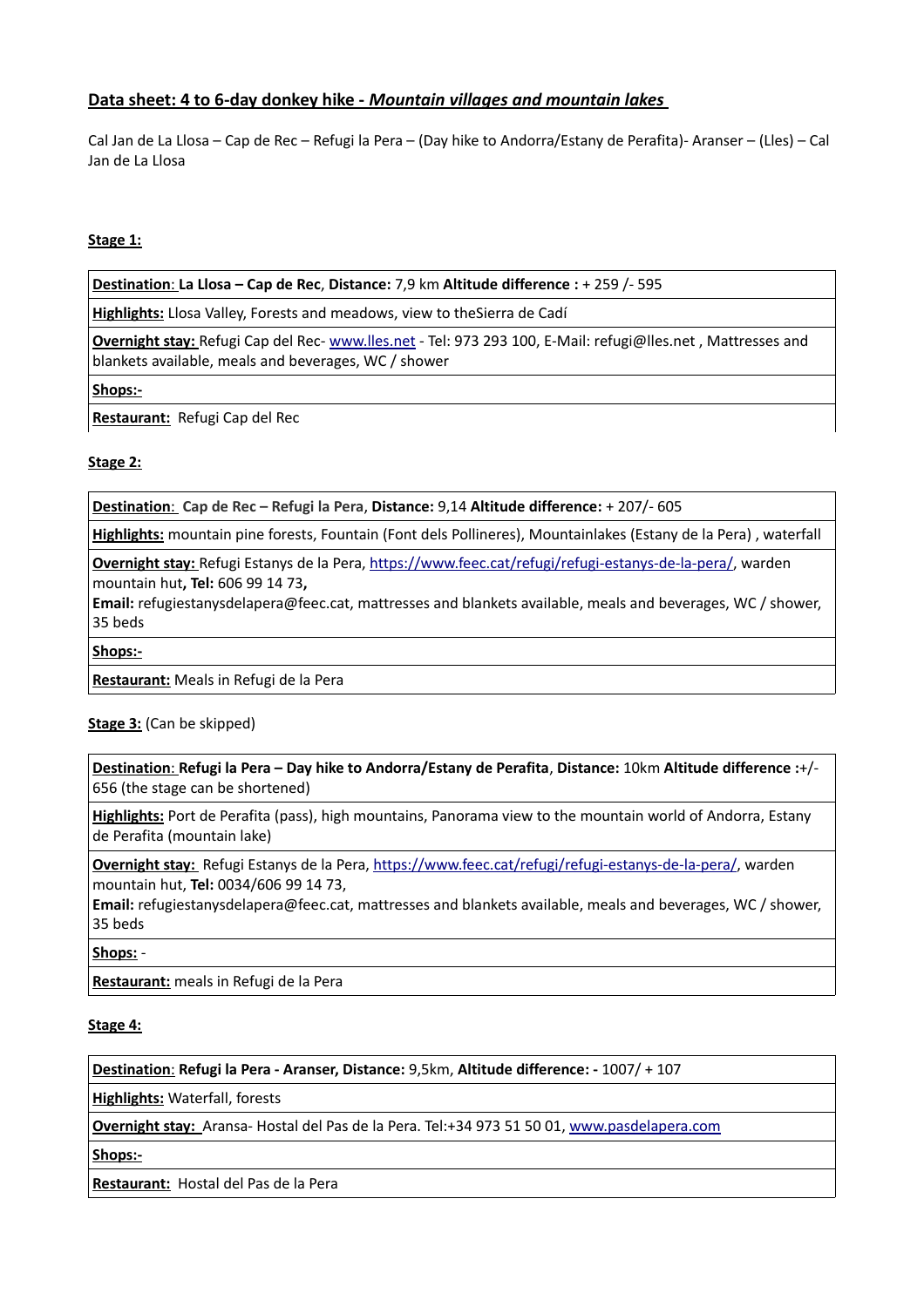## Data sheet: 4 to 6-day donkey hike - *Mountain villages and mountain lakes*

Cal Jan de La Llosa – Cap de Rec – Refugi la Pera – (Day hike to Andorra/Estany de Perafita)- Aranser – (Lles) – Cal Jan de La Llosa

### Stage 1:

| **Destination**: **La Llosa – Cap de Rec**, **Distance:** 7,9 km **Altitude difference :** + 259 /- 595 |
|---|
| **Highlights:** Llosa Valley, Forests and meadows, view to theSierra de Cadí |
| **Overnight stay:** Refugi Cap del Rec- www.lles.net - Tel: 973 293 100, E-Mail: refugi@lles.net , Mattresses and blankets available, meals and beverages, WC / shower |
| **Shops:-** |
| **Restaurant:** Refugi Cap del Rec |

### Stage 2:

| **Destination**: **Cap de Rec – Refugi la Pera**, **Distance:** 9,14 **Altitude difference:** + 207/- 605 |
|---|
| **Highlights:** mountain pine forests, Fountain (Font dels Pollineres), Mountainlakes (Estany de la Pera) , waterfall |
| **Overnight stay:** Refugi Estanys de la Pera, https://www.feec.cat/refugi/refugi-estanys-de-la-pera/, warden mountain hut**, Tel:** 606 99 14 73**,** **Email:** refugiestanysdelapera@feec.cat, mattresses and blankets available, meals and beverages, WC / shower, 35 beds |
| **Shops:-** |
| **Restaurant:** Meals in Refugi de la Pera |

### Stage 3: (Can be skipped)

| **Destination**: **Refugi la Pera – Day hike to Andorra/Estany de Perafita**, **Distance:** 10km **Altitude difference :**+/- 656 (the stage can be shortened) |
|---|
| **Highlights:** Port de Perafita (pass), high mountains, Panorama view to the mountain world of Andorra, Estany de Perafita (mountain lake) |
| **Overnight stay:** Refugi Estanys de la Pera, https://www.feec.cat/refugi/refugi-estanys-de-la-pera/, warden mountain hut, **Tel:** 0034/606 99 14 73, **Email:** refugiestanysdelapera@feec.cat, mattresses and blankets available, meals and beverages, WC / shower, 35 beds |
| **Shops:** - |
| **Restaurant:** meals in Refugi de la Pera |

### Stage 4:

| **Destination**: **Refugi la Pera - Aranser, Distance:** 9,5km, **Altitude difference: -** 1007/ + 107 |
|---|
| **Highlights:** Waterfall, forests |
| **Overnight stay:** Aransa- Hostal del Pas de la Pera. Tel:+34 973 51 50 01, www.pasdelapera.com |
| **Shops:-** |
| **Restaurant:** Hostal del Pas de la Pera |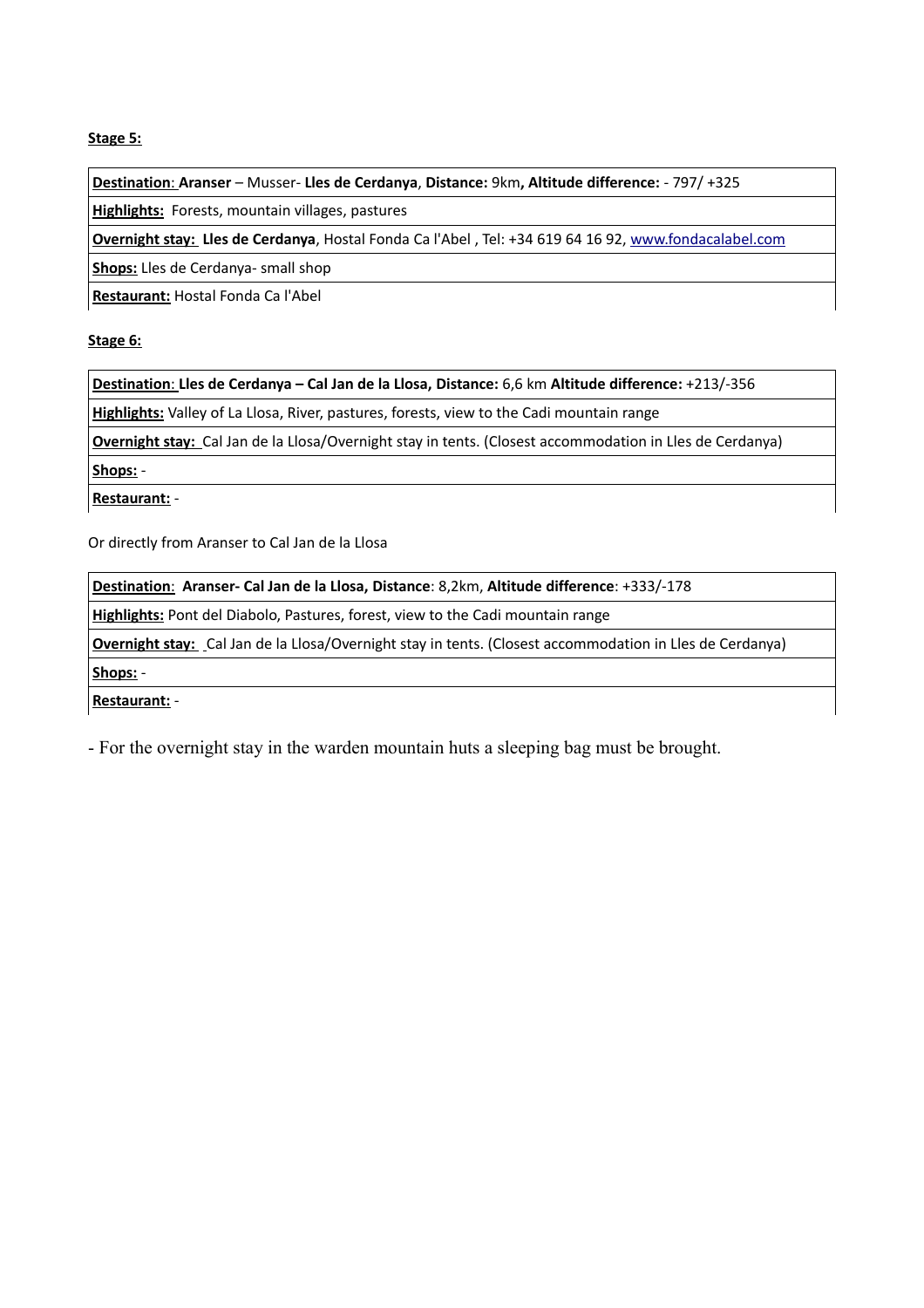**Stage 5:**

| |
|---|
| **Destination**: **Aranser** – Musser- **Lles de Cerdanya**, **Distance:** 9km**, Altitude difference:** - 797/ +325 |
| **Highlights:** Forests, mountain villages, pastures |
| **Overnight stay: Lles de Cerdanya**, Hostal Fonda Ca l'Abel , Tel: +34 619 64 16 92, www.fondacalabel.com |
| **Shops:** Lles de Cerdanya- small shop |
| **Restaurant:** Hostal Fonda Ca l'Abel |

**Stage 6:**

| |
|---|
| **Destination**: **Lles de Cerdanya – Cal Jan de la Llosa, Distance:** 6,6 km **Altitude difference:** +213/-356 |
| **Highlights:** Valley of La Llosa, River, pastures, forests, view to the Cadi mountain range |
| **Overnight stay:** Cal Jan de la Llosa/Overnight stay in tents. (Closest accommodation in Lles de Cerdanya) |
| **Shops:** - |
| **Restaurant:** - |

Or directly from Aranser to Cal Jan de la Llosa

| |
|---|
| **Destination**: **Aranser- Cal Jan de la Llosa, Distance**: 8,2km, **Altitude difference**: +333/-178 |
| **Highlights:** Pont del Diabolo, Pastures, forest, view to the Cadi mountain range |
| **Overnight stay:** Cal Jan de la Llosa/Overnight stay in tents. (Closest accommodation in Lles de Cerdanya) |
| **Shops:** - |
| **Restaurant:** - |

- For the overnight stay in the warden mountain huts a sleeping bag must be brought.